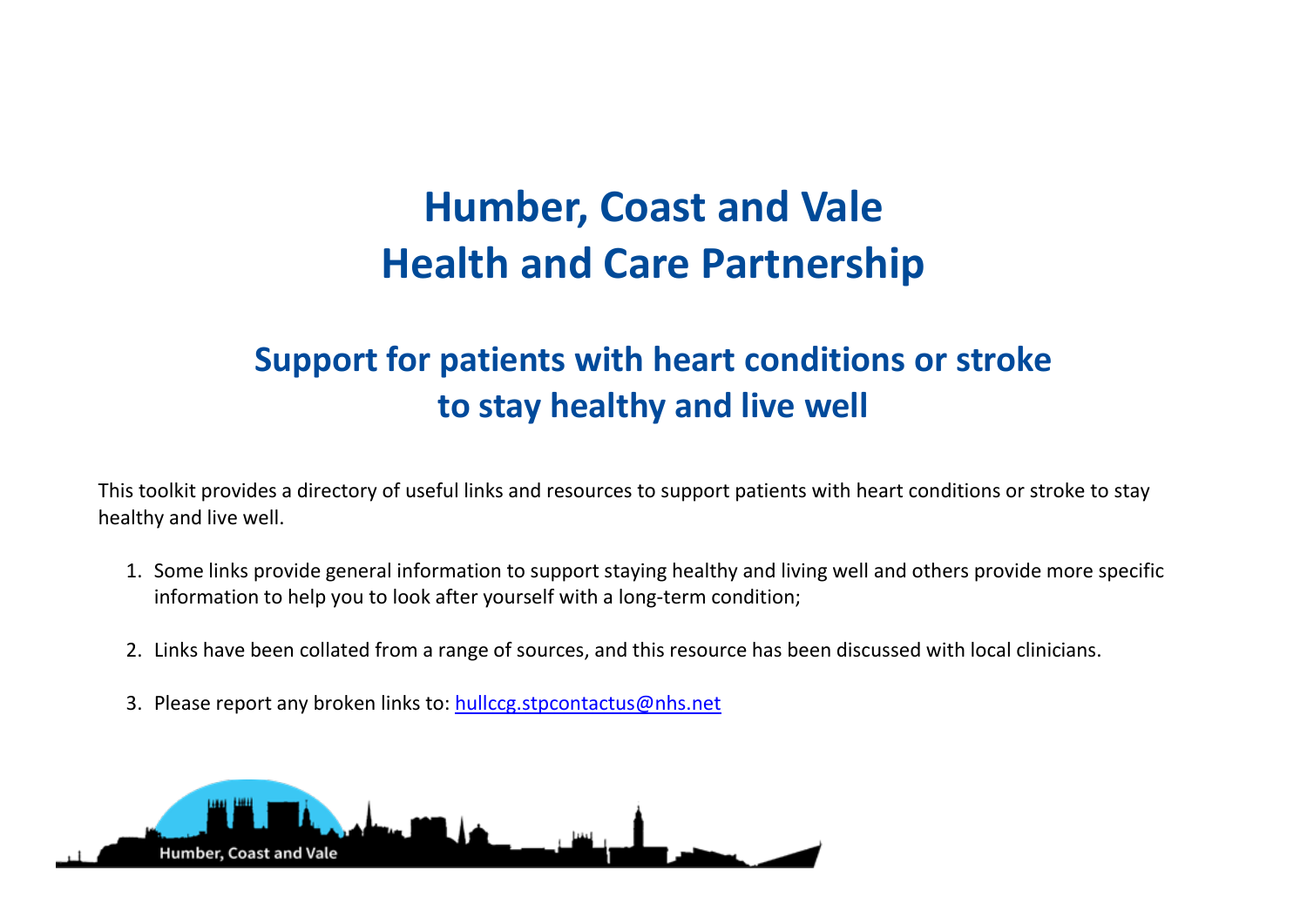# Humber, Coast and Vale
# Health and Care Partnership

## Support for patients with heart conditions or stroke to stay healthy and live well

This toolkit provides a directory of useful links and resources to support patients with heart conditions or stroke to stay healthy and live well.

1. Some links provide general information to support staying healthy and living well and others provide more specific information to help you to look after yourself with a long-term condition;

2. Links have been collated from a range of sources, and this resource has been discussed with local clinicians.

3. Please report any broken links to: hullccg.stpcontactus@nhs.net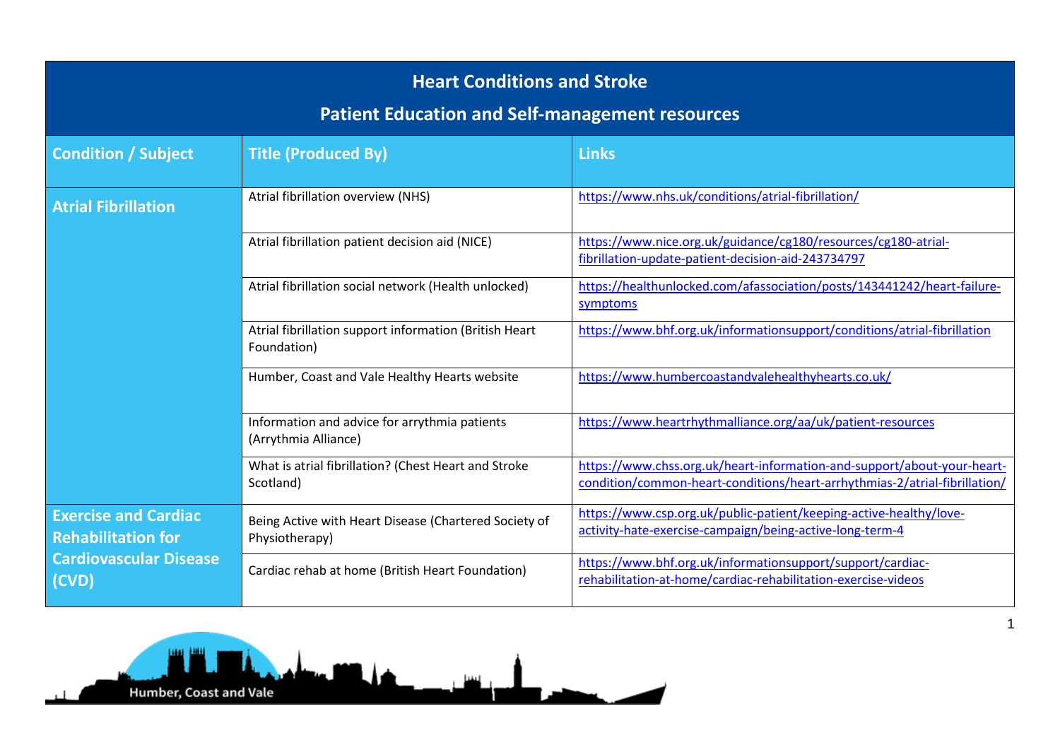# Heart Conditions and Stroke

## Patient Education and Self-management resources

| Condition / Subject | Title (Produced By) | Links |
|---|---|---|
| **Atrial Fibrillation** | Atrial fibrillation overview (NHS) | https://www.nhs.uk/conditions/atrial-fibrillation/ |
| | Atrial fibrillation patient decision aid (NICE) | https://www.nice.org.uk/guidance/cg180/resources/cg180-atrial-fibrillation-update-patient-decision-aid-243734797 |
| | Atrial fibrillation social network (Health unlocked) | https://healthunlocked.com/afassociation/posts/143441242/heart-failure-symptoms |
| | Atrial fibrillation support information (British Heart Foundation) | https://www.bhf.org.uk/informationsupport/conditions/atrial-fibrillation |
| | Humber, Coast and Vale Healthy Hearts website | https://www.humbercoastandvalehealthyhearts.co.uk/ |
| | Information and advice for arrythmia patients (Arrythmia Alliance) | https://www.heartrhythmalliance.org/aa/uk/patient-resources |
| | What is atrial fibrillation? (Chest Heart and Stroke Scotland) | https://www.chss.org.uk/heart-information-and-support/about-your-heart-condition/common-heart-conditions/heart-arrhythmias-2/atrial-fibrillation/ |
| **Exercise and Cardiac Rehabilitation for Cardiovascular Disease (CVD)** | Being Active with Heart Disease (Chartered Society of Physiotherapy) | https://www.csp.org.uk/public-patient/keeping-active-healthy/love-activity-hate-exercise-campaign/being-active-long-term-4 |
| | Cardiac rehab at home (British Heart Foundation) | https://www.bhf.org.uk/informationsupport/support/cardiac-rehabilitation-at-home/cardiac-rehabilitation-exercise-videos |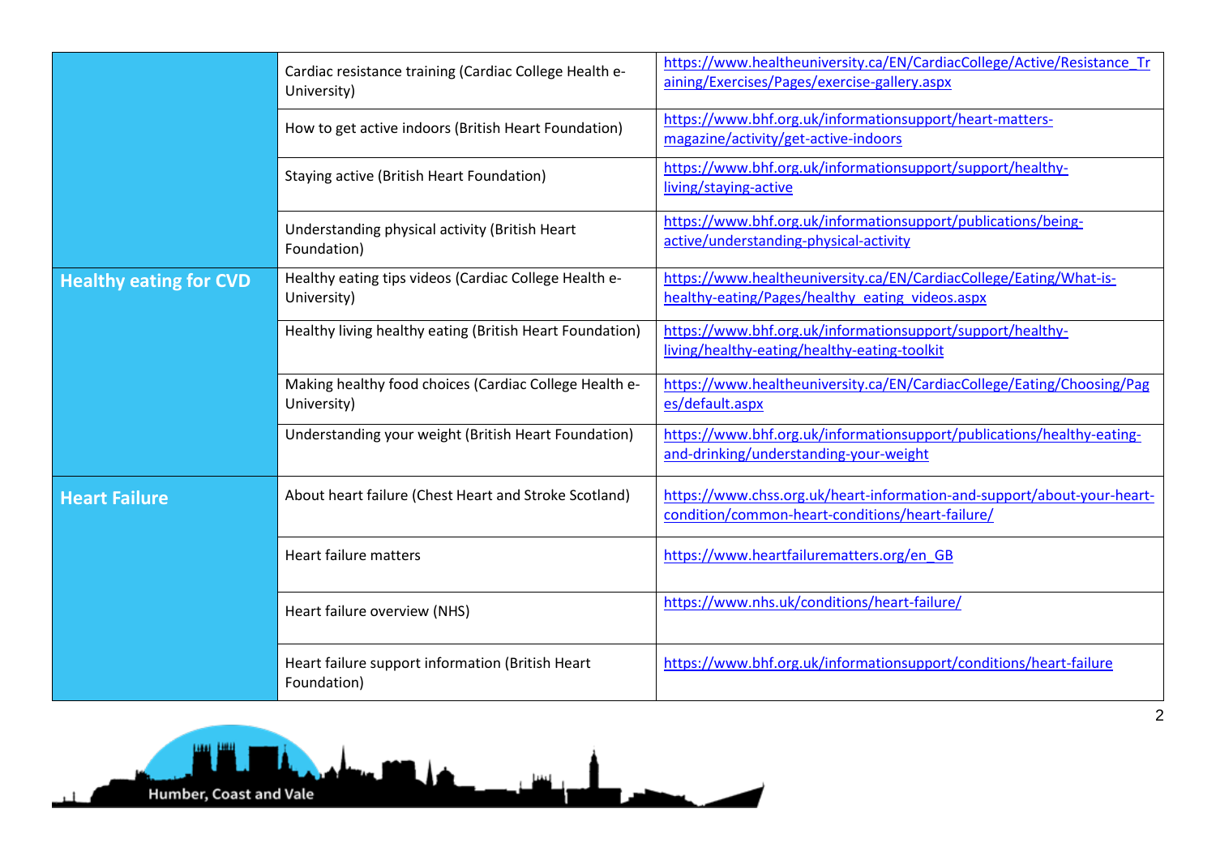| | | |
|---|---|---|
| | Cardiac resistance training (Cardiac College Health e-University) | https://www.healtheuniversity.ca/EN/CardiacCollege/Active/Resistance_Training/Exercises/Pages/exercise-gallery.aspx |
| | How to get active indoors (British Heart Foundation) | https://www.bhf.org.uk/informationsupport/heart-matters-magazine/activity/get-active-indoors |
| | Staying active (British Heart Foundation) | https://www.bhf.org.uk/informationsupport/support/healthy-living/staying-active |
| | Understanding physical activity (British Heart Foundation) | https://www.bhf.org.uk/informationsupport/publications/being-active/understanding-physical-activity |
| **Healthy eating for CVD** | Healthy eating tips videos (Cardiac College Health e-University) | https://www.healtheuniversity.ca/EN/CardiacCollege/Eating/What-is-healthy-eating/Pages/healthy_eating_videos.aspx |
| | Healthy living healthy eating (British Heart Foundation) | https://www.bhf.org.uk/informationsupport/support/healthy-living/healthy-eating/healthy-eating-toolkit |
| | Making healthy food choices (Cardiac College Health e-University) | https://www.healtheuniversity.ca/EN/CardiacCollege/Eating/Choosing/Pages/default.aspx |
| | Understanding your weight (British Heart Foundation) | https://www.bhf.org.uk/informationsupport/publications/healthy-eating-and-drinking/understanding-your-weight |
| **Heart Failure** | About heart failure (Chest Heart and Stroke Scotland) | https://www.chss.org.uk/heart-information-and-support/about-your-heart-condition/common-heart-conditions/heart-failure/ |
| | Heart failure matters | https://www.heartfailurematters.org/en_GB |
| | Heart failure overview (NHS) | https://www.nhs.uk/conditions/heart-failure/ |
| | Heart failure support information (British Heart Foundation) | https://www.bhf.org.uk/informationsupport/conditions/heart-failure |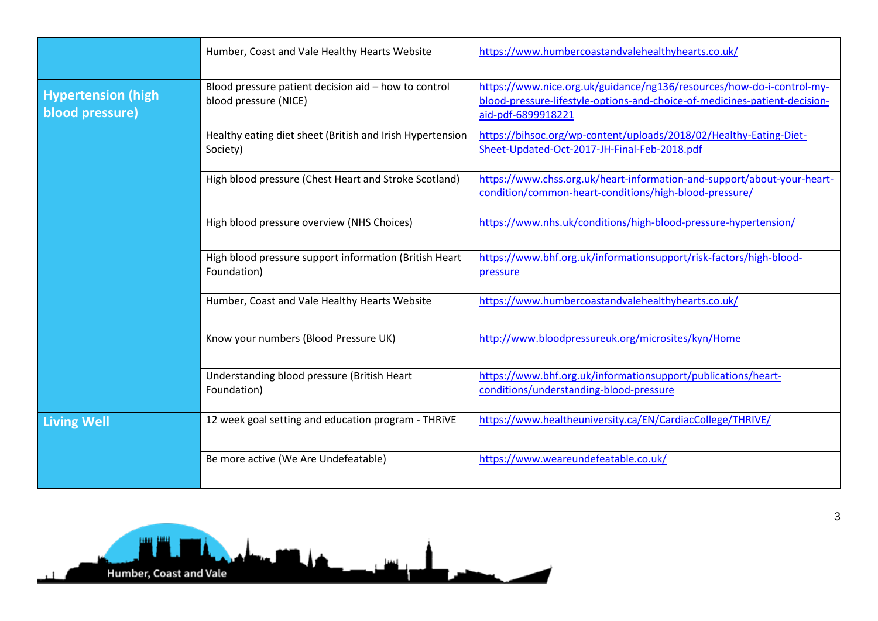| | | |
|---|---|---|
| | Humber, Coast and Vale Healthy Hearts Website | https://www.humbercoastandvalehealthyhearts.co.uk/ |
| **Hypertension (high blood pressure)** | Blood pressure patient decision aid – how to control blood pressure (NICE) | https://www.nice.org.uk/guidance/ng136/resources/how-do-i-control-my-blood-pressure-lifestyle-options-and-choice-of-medicines-patient-decision-aid-pdf-6899918221 |
| | Healthy eating diet sheet (British and Irish Hypertension Society) | https://bihsoc.org/wp-content/uploads/2018/02/Healthy-Eating-Diet-Sheet-Updated-Oct-2017-JH-Final-Feb-2018.pdf |
| | High blood pressure (Chest Heart and Stroke Scotland) | https://www.chss.org.uk/heart-information-and-support/about-your-heart-condition/common-heart-conditions/high-blood-pressure/ |
| | High blood pressure overview (NHS Choices) | https://www.nhs.uk/conditions/high-blood-pressure-hypertension/ |
| | High blood pressure support information (British Heart Foundation) | https://www.bhf.org.uk/informationsupport/risk-factors/high-blood-pressure |
| | Humber, Coast and Vale Healthy Hearts Website | https://www.humbercoastandvalehealthyhearts.co.uk/ |
| | Know your numbers (Blood Pressure UK) | http://www.bloodpressureuk.org/microsites/kyn/Home |
| | Understanding blood pressure (British Heart Foundation) | https://www.bhf.org.uk/informationsupport/publications/heart-conditions/understanding-blood-pressure |
| **Living Well** | 12 week goal setting and education program - THRiVE | https://www.healtheuniversity.ca/EN/CardiacCollege/THRIVE/ |
| | Be more active (We Are Undefeatable) | https://www.weareundefeatable.co.uk/ |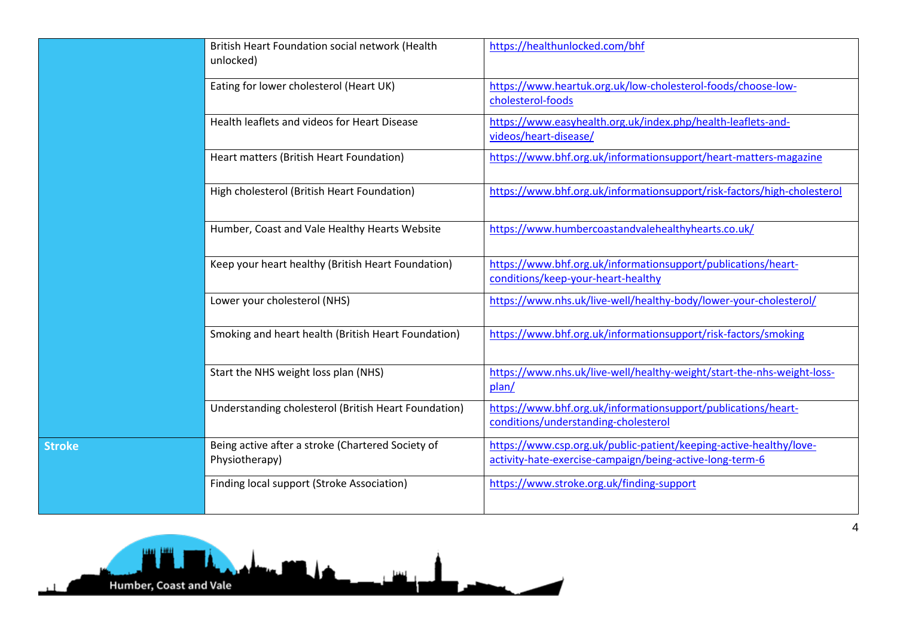| | | |
|---|---|---|
| | British Heart Foundation social network (Health unlocked) | https://healthunlocked.com/bhf |
| | Eating for lower cholesterol (Heart UK) | https://www.heartuk.org.uk/low-cholesterol-foods/choose-low-cholesterol-foods |
| | Health leaflets and videos for Heart Disease | https://www.easyhealth.org.uk/index.php/health-leaflets-and-videos/heart-disease/ |
| | Heart matters (British Heart Foundation) | https://www.bhf.org.uk/informationsupport/heart-matters-magazine |
| | High cholesterol (British Heart Foundation) | https://www.bhf.org.uk/informationsupport/risk-factors/high-cholesterol |
| | Humber, Coast and Vale Healthy Hearts Website | https://www.humbercoastandvalehealthyhearts.co.uk/ |
| | Keep your heart healthy (British Heart Foundation) | https://www.bhf.org.uk/informationsupport/publications/heart-conditions/keep-your-heart-healthy |
| | Lower your cholesterol (NHS) | https://www.nhs.uk/live-well/healthy-body/lower-your-cholesterol/ |
| | Smoking and heart health (British Heart Foundation) | https://www.bhf.org.uk/informationsupport/risk-factors/smoking |
| | Start the NHS weight loss plan (NHS) | https://www.nhs.uk/live-well/healthy-weight/start-the-nhs-weight-loss-plan/ |
| | Understanding cholesterol (British Heart Foundation) | https://www.bhf.org.uk/informationsupport/publications/heart-conditions/understanding-cholesterol |
| **Stroke** | Being active after a stroke (Chartered Society of Physiotherapy) | https://www.csp.org.uk/public-patient/keeping-active-healthy/love-activity-hate-exercise-campaign/being-active-long-term-6 |
| | Finding local support (Stroke Association) | https://www.stroke.org.uk/finding-support |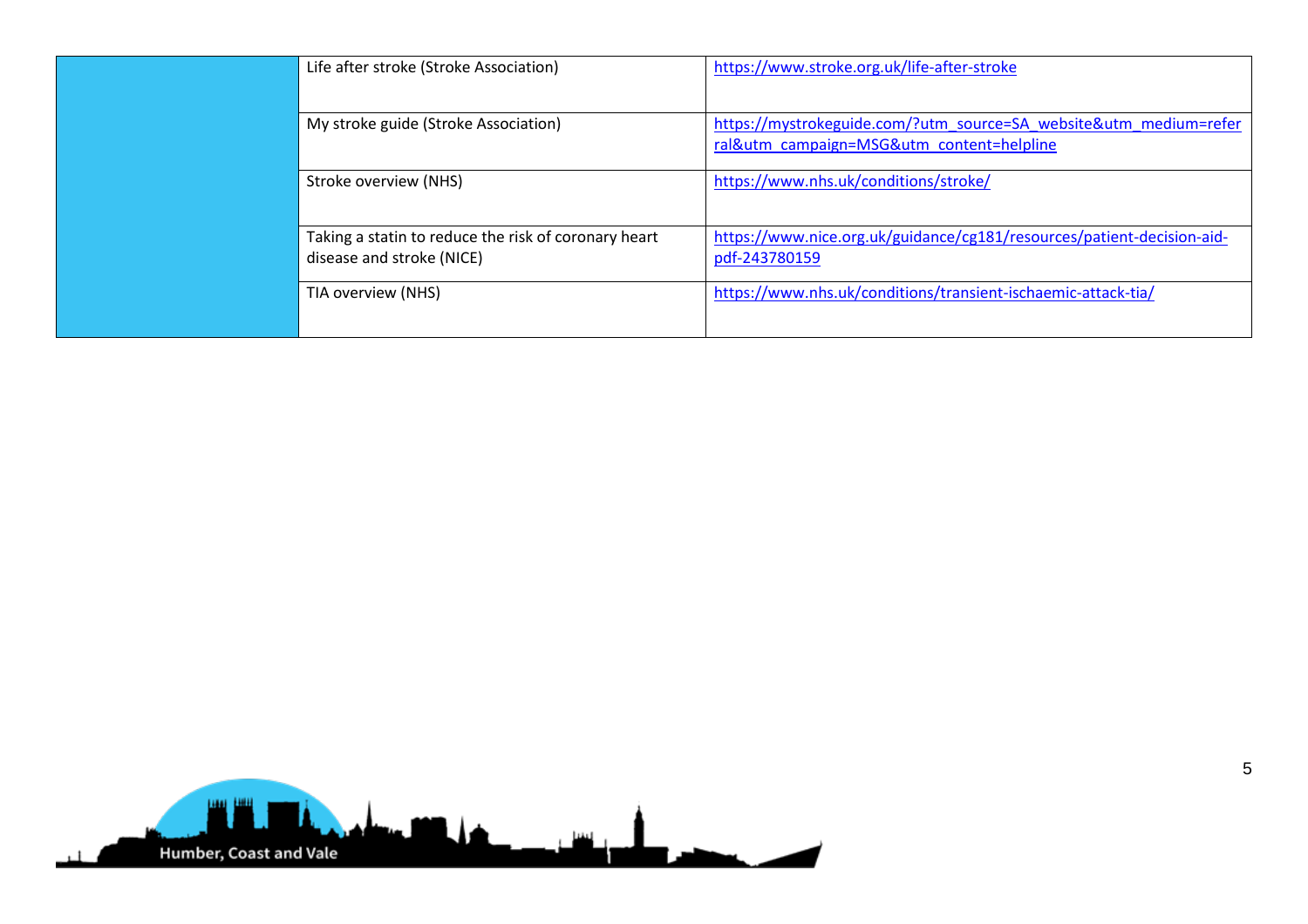| | | |
|---|---|---|
| | Life after stroke (Stroke Association) | https://www.stroke.org.uk/life-after-stroke |
| | My stroke guide (Stroke Association) | https://mystrokeguide.com/?utm_source=SA_website&utm_medium=referral&utm_campaign=MSG&utm_content=helpline |
| | Stroke overview (NHS) | https://www.nhs.uk/conditions/stroke/ |
| | Taking a statin to reduce the risk of coronary heart disease and stroke (NICE) | https://www.nice.org.uk/guidance/cg181/resources/patient-decision-aid-pdf-243780159 |
| | TIA overview (NHS) | https://www.nhs.uk/conditions/transient-ischaemic-attack-tia/ |

Humber, Coast and Vale